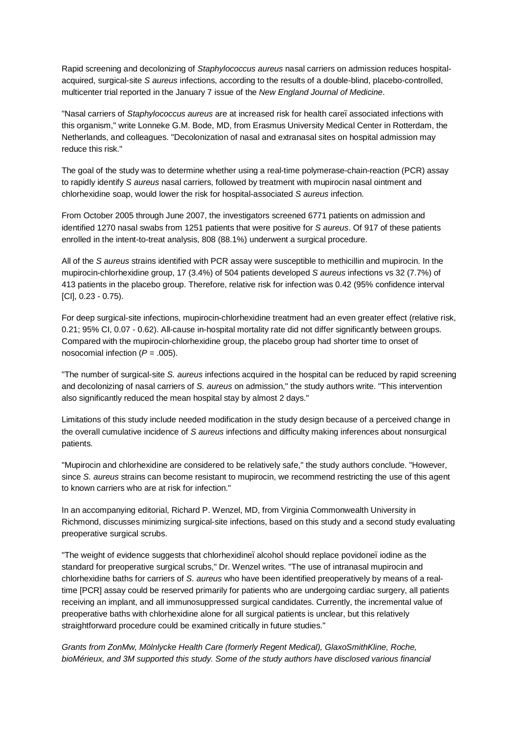Rapid screening and decolonizing of *Staphylococcus aureus* nasal carriers on admission reduces hospital-acquired, surgical-site *S aureus* infections, according to the results of a double-blind, placebo-controlled, multicenter trial reported in the January 7 issue of the *New England Journal of Medicine*.

"Nasal carriers of *Staphylococcus aureus* are at increased risk for health careï associated infections with this organism," write Lonneke G.M. Bode, MD, from Erasmus University Medical Center in Rotterdam, the Netherlands, and colleagues. "Decolonization of nasal and extranasal sites on hospital admission may reduce this risk."

The goal of the study was to determine whether using a real-time polymerase-chain-reaction (PCR) assay to rapidly identify *S aureus* nasal carriers, followed by treatment with mupirocin nasal ointment and chlorhexidine soap, would lower the risk for hospital-associated *S aureus* infection.

From October 2005 through June 2007, the investigators screened 6771 patients on admission and identified 1270 nasal swabs from 1251 patients that were positive for *S aureus*. Of 917 of these patients enrolled in the intent-to-treat analysis, 808 (88.1%) underwent a surgical procedure.

All of the *S aureus* strains identified with PCR assay were susceptible to methicillin and mupirocin. In the mupirocin-chlorhexidine group, 17 (3.4%) of 504 patients developed *S aureus* infections vs 32 (7.7%) of 413 patients in the placebo group. Therefore, relative risk for infection was 0.42 (95% confidence interval [CI], 0.23 - 0.75).

For deep surgical-site infections, mupirocin-chlorhexidine treatment had an even greater effect (relative risk, 0.21; 95% CI, 0.07 - 0.62). All-cause in-hospital mortality rate did not differ significantly between groups. Compared with the mupirocin-chlorhexidine group, the placebo group had shorter time to onset of nosocomial infection ($P = .005$).

"The number of surgical-site *S. aureus* infections acquired in the hospital can be reduced by rapid screening and decolonizing of nasal carriers of *S. aureus* on admission," the study authors write. "This intervention also significantly reduced the mean hospital stay by almost 2 days."

Limitations of this study include needed modification in the study design because of a perceived change in the overall cumulative incidence of *S aureus* infections and difficulty making inferences about nonsurgical patients.

"Mupirocin and chlorhexidine are considered to be relatively safe," the study authors conclude. "However, since *S. aureus* strains can become resistant to mupirocin, we recommend restricting the use of this agent to known carriers who are at risk for infection."

In an accompanying editorial, Richard P. Wenzel, MD, from Virginia Commonwealth University in Richmond, discusses minimizing surgical-site infections, based on this study and a second study evaluating preoperative surgical scrubs.

"The weight of evidence suggests that chlorhexidineï alcohol should replace povidoneï iodine as the standard for preoperative surgical scrubs," Dr. Wenzel writes. "The use of intranasal mupirocin and chlorhexidine baths for carriers of *S. aureus* who have been identified preoperatively by means of a real-time [PCR] assay could be reserved primarily for patients who are undergoing cardiac surgery, all patients receiving an implant, and all immunosuppressed surgical candidates. Currently, the incremental value of preoperative baths with chlorhexidine alone for all surgical patients is unclear, but this relatively straightforward procedure could be examined critically in future studies."

*Grants from ZonMw, Mölnlycke Health Care (formerly Regent Medical), GlaxoSmithKline, Roche, bioMérieux, and 3M supported this study. Some of the study authors have disclosed various financial*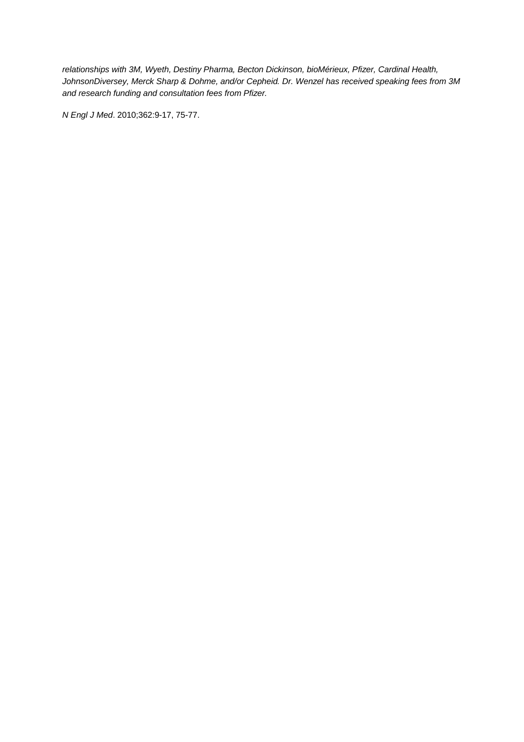*relationships with 3M, Wyeth, Destiny Pharma, Becton Dickinson, bioMérieux, Pfizer, Cardinal Health, JohnsonDiversey, Merck Sharp & Dohme, and/or Cepheid. Dr. Wenzel has received speaking fees from 3M and research funding and consultation fees from Pfizer.*

*N Engl J Med*. 2010;362:9-17, 75-77.